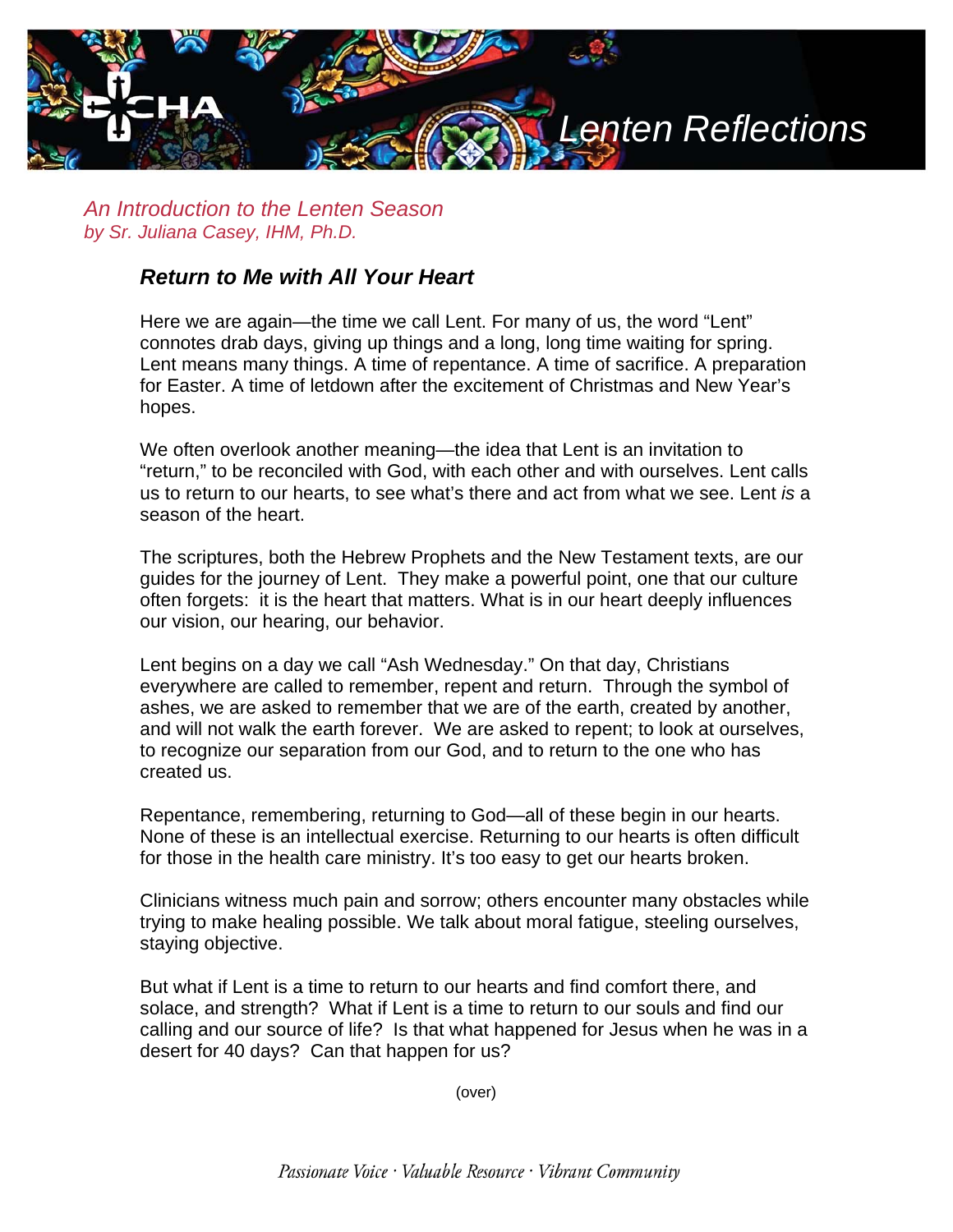# Lenten Reflections

*An Introduction to the Lenten Season*
*by Sr. Juliana Casey, IHM, Ph.D.*

## ***Return to Me with All Your Heart***

Here we are again—the time we call Lent. For many of us, the word "Lent" connotes drab days, giving up things and a long, long time waiting for spring. Lent means many things. A time of repentance. A time of sacrifice. A preparation for Easter. A time of letdown after the excitement of Christmas and New Year's hopes.

We often overlook another meaning—the idea that Lent is an invitation to "return," to be reconciled with God, with each other and with ourselves. Lent calls us to return to our hearts, to see what's there and act from what we see. Lent *is* a season of the heart.

The scriptures, both the Hebrew Prophets and the New Testament texts, are our guides for the journey of Lent. They make a powerful point, one that our culture often forgets: it is the heart that matters. What is in our heart deeply influences our vision, our hearing, our behavior.

Lent begins on a day we call "Ash Wednesday." On that day, Christians everywhere are called to remember, repent and return. Through the symbol of ashes, we are asked to remember that we are of the earth, created by another, and will not walk the earth forever. We are asked to repent; to look at ourselves, to recognize our separation from our God, and to return to the one who has created us.

Repentance, remembering, returning to God—all of these begin in our hearts. None of these is an intellectual exercise. Returning to our hearts is often difficult for those in the health care ministry. It's too easy to get our hearts broken.

Clinicians witness much pain and sorrow; others encounter many obstacles while trying to make healing possible. We talk about moral fatigue, steeling ourselves, staying objective.

But what if Lent is a time to return to our hearts and find comfort there, and solace, and strength? What if Lent is a time to return to our souls and find our calling and our source of life? Is that what happened for Jesus when he was in a desert for 40 days? Can that happen for us?

(over)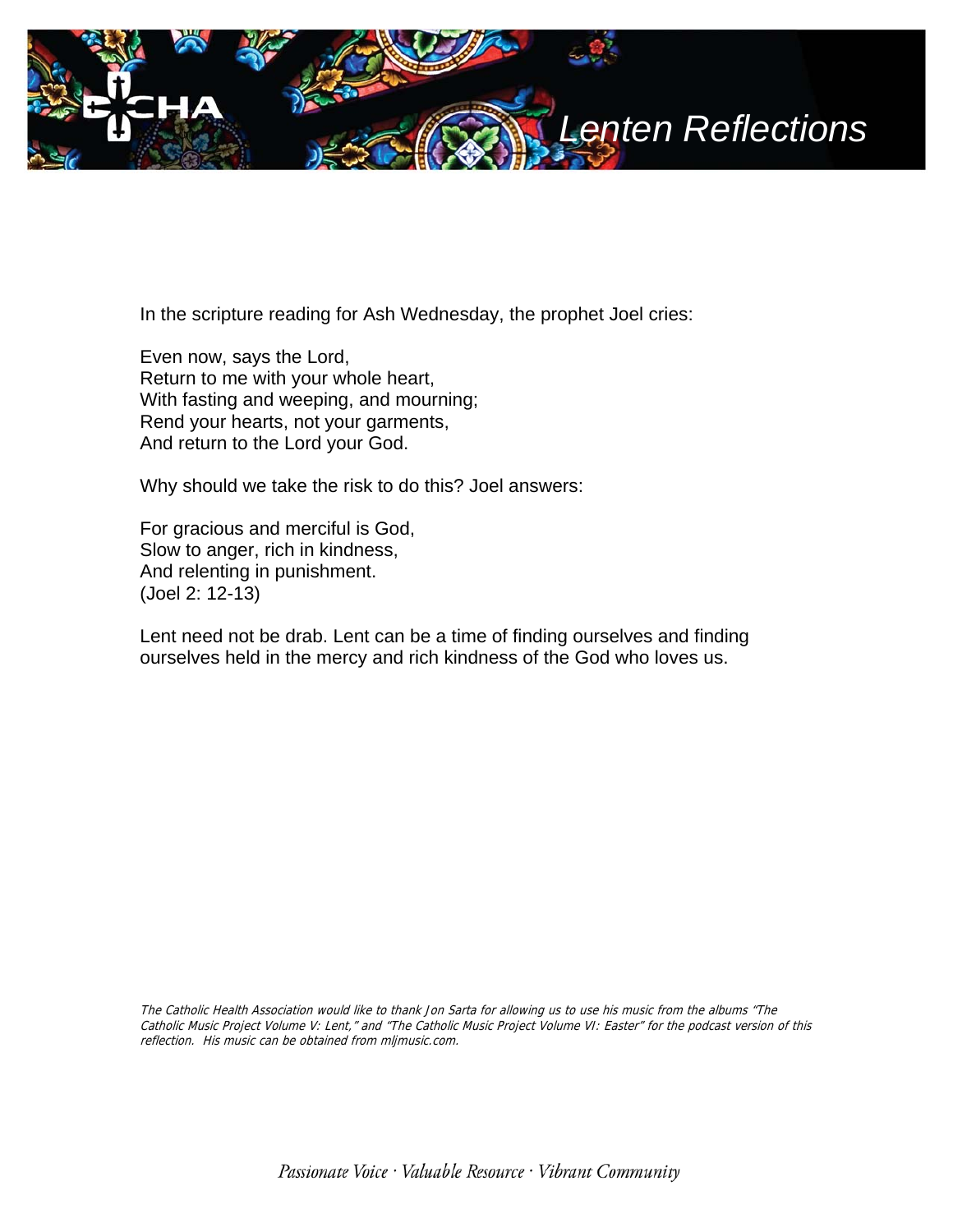In the scripture reading for Ash Wednesday, the prophet Joel cries:

Even now, says the Lord,
Return to me with your whole heart,
With fasting and weeping, and mourning;
Rend your hearts, not your garments,
And return to the Lord your God.

Why should we take the risk to do this? Joel answers:

For gracious and merciful is God,
Slow to anger, rich in kindness,
And relenting in punishment.
(Joel 2: 12-13)

Lent need not be drab. Lent can be a time of finding ourselves and finding ourselves held in the mercy and rich kindness of the God who loves us.

*The Catholic Health Association would like to thank Jon Sarta for allowing us to use his music from the albums "The Catholic Music Project Volume V: Lent," and "The Catholic Music Project Volume VI: Easter" for the podcast version of this reflection. His music can be obtained from mljmusic.com.*